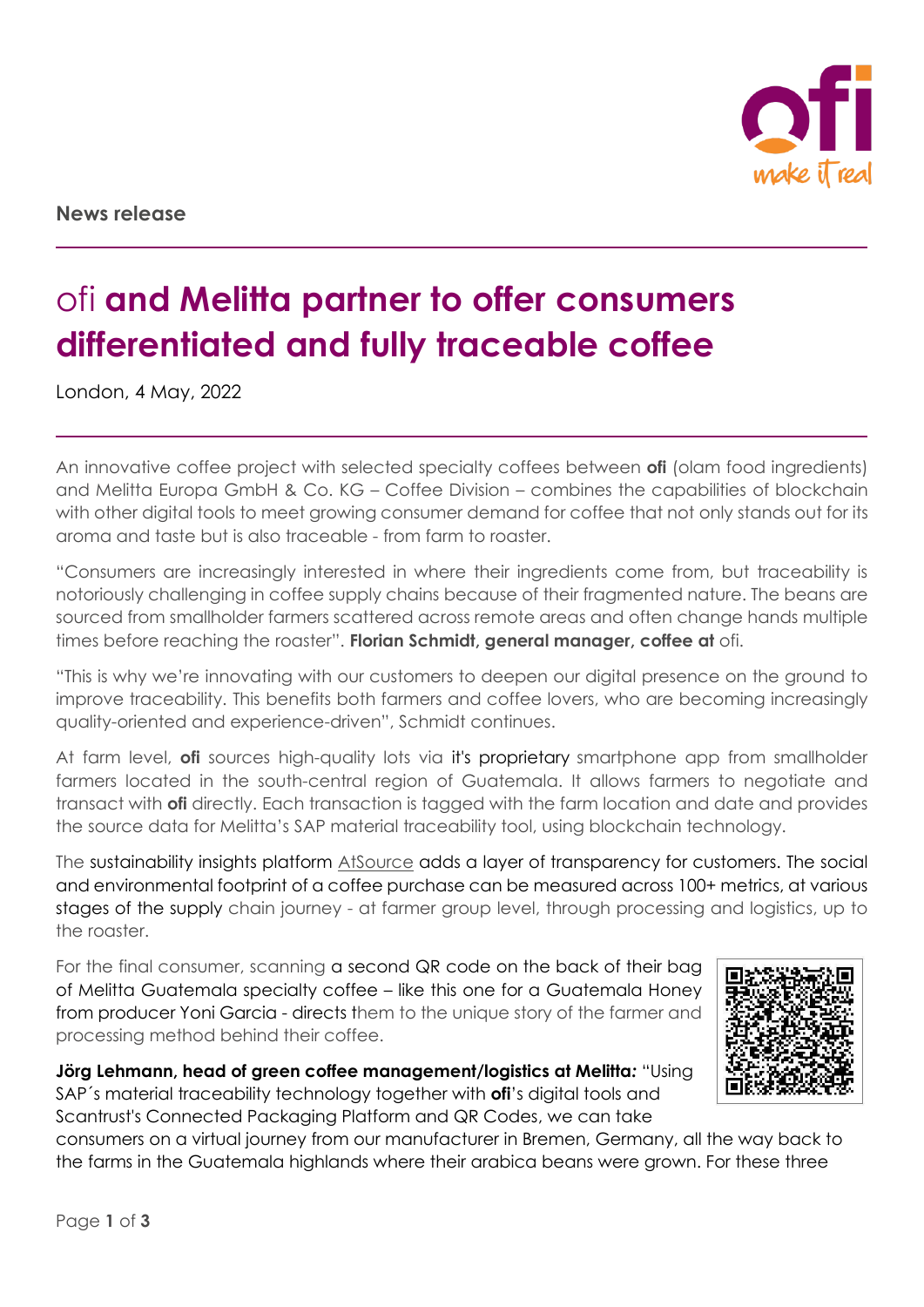**News release**

# ofi **and Melitta partner to offer consumers differentiated and fully traceable coffee**

London, 4 May, 2022

An innovative coffee project with selected specialty coffees between **ofi** (olam food ingredients) and Melitta Europa GmbH & Co. KG – Coffee Division – combines the capabilities of blockchain with other digital tools to meet growing consumer demand for coffee that not only stands out for its aroma and taste but is also traceable - from farm to roaster.

"Consumers are increasingly interested in where their ingredients come from, but traceability is notoriously challenging in coffee supply chains because of their fragmented nature. The beans are sourced from smallholder farmers scattered across remote areas and often change hands multiple times before reaching the roaster". **Florian Schmidt, general manager, coffee at** ofi.

"This is why we're innovating with our customers to deepen our digital presence on the ground to improve traceability. This benefits both farmers and coffee lovers, who are becoming increasingly quality-oriented and experience-driven", Schmidt continues.

At farm level, **ofi** sources high-quality lots via it's proprietary smartphone app from smallholder farmers located in the south-central region of Guatemala. It allows farmers to negotiate and transact with **ofi** directly. Each transaction is tagged with the farm location and date and provides the source data for Melitta's SAP material traceability tool, using blockchain technology.

The sustainability insights platform AtSource adds a layer of transparency for customers. The social and environmental footprint of a coffee purchase can be measured across 100+ metrics, at various stages of the supply chain journey - at farmer group level, through processing and logistics, up to the roaster.

For the final consumer, scanning a second QR code on the back of their bag of Melitta Guatemala specialty coffee – like this one for a Guatemala Honey from producer Yoni Garcia - directs them to the unique story of the farmer and processing method behind their coffee.

**Jörg Lehmann, head of green coffee management/logistics at Melitta:** "Using SAP´s material traceability technology together with **ofi**'s digital tools and Scantrust's Connected Packaging Platform and QR Codes, we can take consumers on a virtual journey from our manufacturer in Bremen, Germany, all the way back to the farms in the Guatemala highlands where their arabica beans were grown. For these three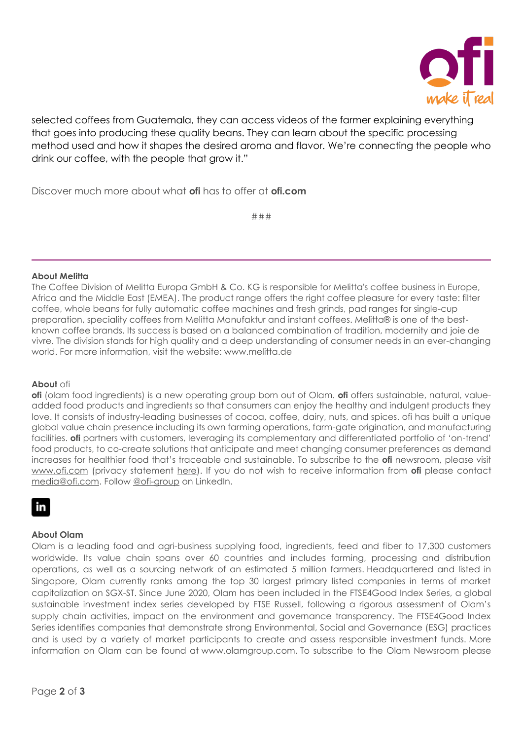selected coffees from Guatemala, they can access videos of the farmer explaining everything that goes into producing these quality beans. They can learn about the specific processing method used and how it shapes the desired aroma and flavor. We're connecting the people who drink our coffee, with the people that grow it."

Discover much more about what **ofi** has to offer at **ofi.com**

###

---

**About Melitta**

The Coffee Division of Melitta Europa GmbH & Co. KG is responsible for Melitta's coffee business in Europe, Africa and the Middle East (EMEA). The product range offers the right coffee pleasure for every taste: filter coffee, whole beans for fully automatic coffee machines and fresh grinds, pad ranges for single-cup preparation, speciality coffees from Melitta Manufaktur and instant coffees. Melitta® is one of the best-known coffee brands. Its success is based on a balanced combination of tradition, modernity and joie de vivre. The division stands for high quality and a deep understanding of consumer needs in an ever-changing world. For more information, visit the website: www.melitta.de

**About** ofi

**ofi** (olam food ingredients) is a new operating group born out of Olam. **ofi** offers sustainable, natural, value-added food products and ingredients so that consumers can enjoy the healthy and indulgent products they love. It consists of industry-leading businesses of cocoa, coffee, dairy, nuts, and spices. ofi has built a unique global value chain presence including its own farming operations, farm-gate origination, and manufacturing facilities. **ofi** partners with customers, leveraging its complementary and differentiated portfolio of 'on-trend' food products, to co-create solutions that anticipate and meet changing consumer preferences as demand increases for healthier food that's traceable and sustainable. To subscribe to the **ofi** newsroom, please visit www.ofi.com (privacy statement here). If you do not wish to receive information from **ofi** please contact media@ofi.com. Follow @ofi-group on LinkedIn.

**About Olam**

Olam is a leading food and agri-business supplying food, ingredients, feed and fiber to 17,300 customers worldwide. Its value chain spans over 60 countries and includes farming, processing and distribution operations, as well as a sourcing network of an estimated 5 million farmers. Headquartered and listed in Singapore, Olam currently ranks among the top 30 largest primary listed companies in terms of market capitalization on SGX-ST. Since June 2020, Olam has been included in the FTSE4Good Index Series, a global sustainable investment index series developed by FTSE Russell, following a rigorous assessment of Olam's supply chain activities, impact on the environment and governance transparency. The FTSE4Good Index Series identifies companies that demonstrate strong Environmental, Social and Governance (ESG) practices and is used by a variety of market participants to create and assess responsible investment funds. More information on Olam can be found at www.olamgroup.com. To subscribe to the Olam Newsroom please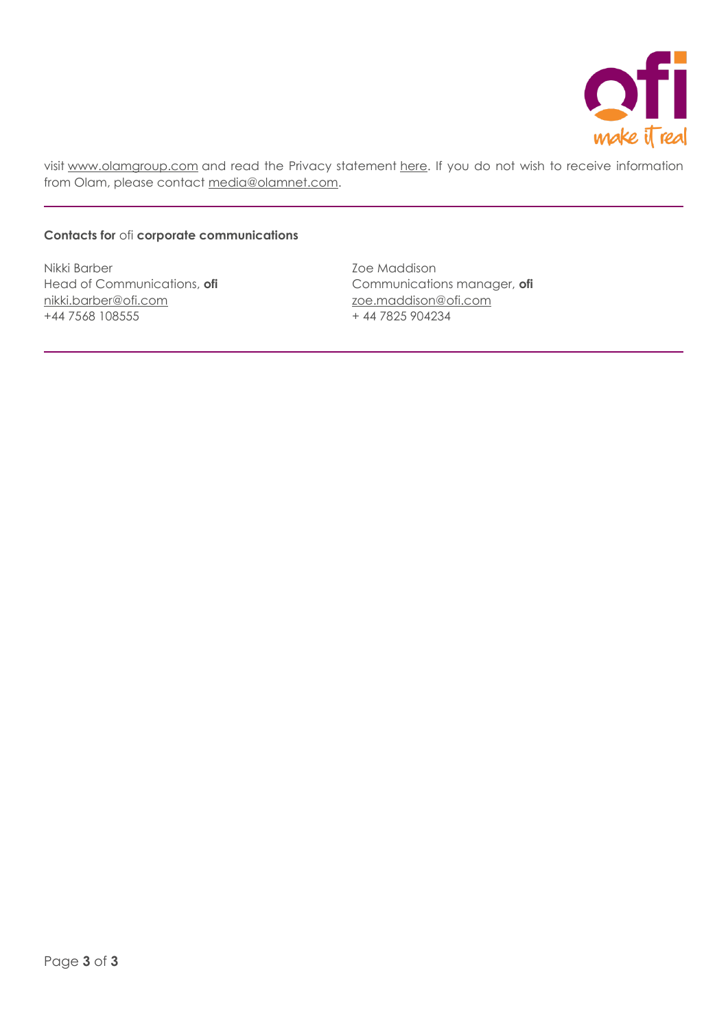visit www.olamgroup.com and read the Privacy statement here. If you do not wish to receive information from Olam, please contact media@olamnet.com.

---

**Contacts for** ofi **corporate communications**

Nikki Barber
Head of Communications, **ofi**
nikki.barber@ofi.com
+44 7568 108555

Zoe Maddison
Communications manager, **ofi**
zoe.maddison@ofi.com
+ 44 7825 904234

---